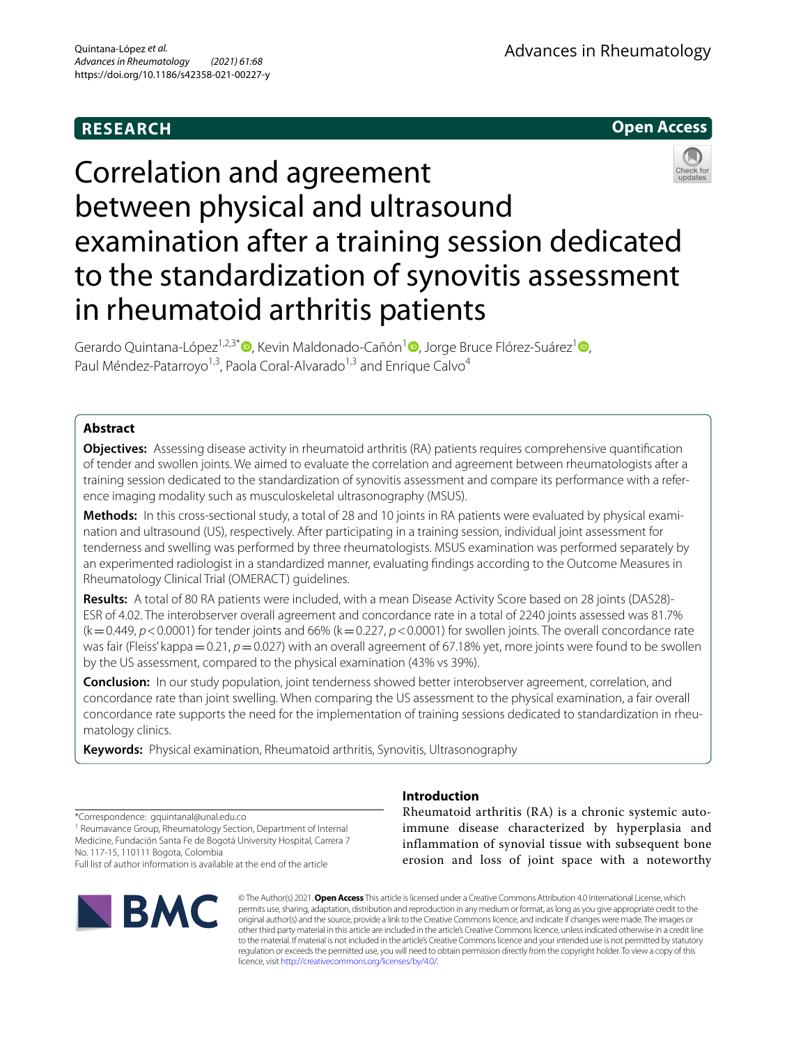RESEARCH

Open Access

# Correlation and agreement between physical and ultrasound examination after a training session dedicated to the standardization of synovitis assessment in rheumatoid arthritis patients

Gerardo Quintana-López[1,2,3*], Kevin Maldonado-Cañón[1], Jorge Bruce Flórez-Suárez[1], Paul Méndez-Patarroyo[1,3], Paola Coral-Alvarado[1,3] and Enrique Calvo[4]

## Abstract

**Objectives:** Assessing disease activity in rheumatoid arthritis (RA) patients requires comprehensive quantification of tender and swollen joints. We aimed to evaluate the correlation and agreement between rheumatologists after a training session dedicated to the standardization of synovitis assessment and compare its performance with a reference imaging modality such as musculoskeletal ultrasonography (MSUS).

**Methods:** In this cross-sectional study, a total of 28 and 10 joints in RA patients were evaluated by physical examination and ultrasound (US), respectively. After participating in a training session, individual joint assessment for tenderness and swelling was performed by three rheumatologists. MSUS examination was performed separately by an experimented radiologist in a standardized manner, evaluating findings according to the Outcome Measures in Rheumatology Clinical Trial (OMERACT) guidelines.

**Results:** A total of 80 RA patients were included, with a mean Disease Activity Score based on 28 joints (DAS28)-ESR of 4.02. The interobserver overall agreement and concordance rate in a total of 2240 joints assessed was 81.7% ($k = 0.449$, $p < 0.0001$) for tender joints and 66% ($k = 0.227$, $p < 0.0001$) for swollen joints. The overall concordance rate was fair (Fleiss' kappa $= 0.21$, $p = 0.027$) with an overall agreement of 67.18% yet, more joints were found to be swollen by the US assessment, compared to the physical examination (43% vs 39%).

**Conclusion:** In our study population, joint tenderness showed better interobserver agreement, correlation, and concordance rate than joint swelling. When comparing the US assessment to the physical examination, a fair overall concordance rate supports the need for the implementation of training sessions dedicated to standardization in rheumatology clinics.

**Keywords:** Physical examination, Rheumatoid arthritis, Synovitis, Ultrasonography

*Correspondence: gquintanal@unal.edu.co
[1] Reumavance Group, Rheumatology Section, Department of Internal Medicine, Fundación Santa Fe de Bogotá University Hospital, Carrera 7 No. 117-15, 110111 Bogota, Colombia
Full list of author information is available at the end of the article

## Introduction

Rheumatoid arthritis (RA) is a chronic systemic autoimmune disease characterized by hyperplasia and inflammation of synovial tissue with subsequent bone erosion and loss of joint space with a noteworthy

© The Author(s) 2021. **Open Access** This article is licensed under a Creative Commons Attribution 4.0 International License, which permits use, sharing, adaptation, distribution and reproduction in any medium or format, as long as you give appropriate credit to the original author(s) and the source, provide a link to the Creative Commons licence, and indicate if changes were made. The images or other third party material in this article are included in the article's Creative Commons licence, unless indicated otherwise in a credit line to the material. If material is not included in the article's Creative Commons licence and your intended use is not permitted by statutory regulation or exceeds the permitted use, you will need to obtain permission directly from the copyright holder. To view a copy of this licence, visit http://creativecommons.org/licenses/by/4.0/.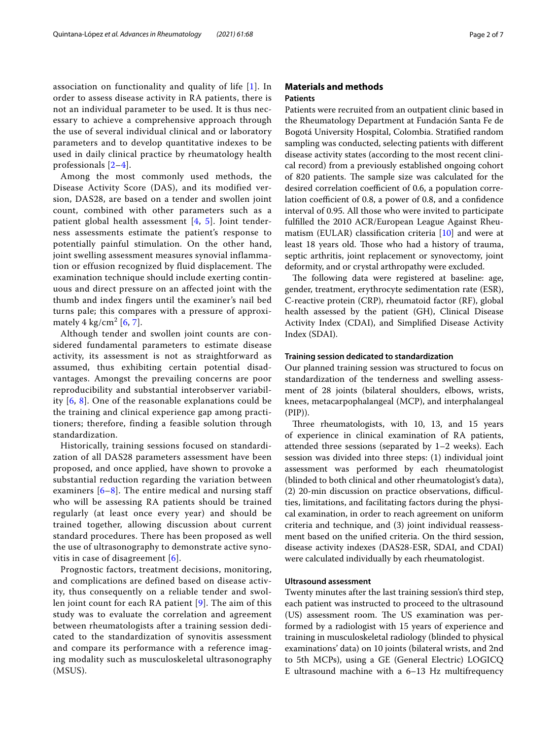association on functionality and quality of life [1]. In order to assess disease activity in RA patients, there is not an individual parameter to be used. It is thus necessary to achieve a comprehensive approach through the use of several individual clinical and or laboratory parameters and to develop quantitative indexes to be used in daily clinical practice by rheumatology health professionals [2–4].

Among the most commonly used methods, the Disease Activity Score (DAS), and its modified version, DAS28, are based on a tender and swollen joint count, combined with other parameters such as a patient global health assessment [4, 5]. Joint tenderness assessments estimate the patient's response to potentially painful stimulation. On the other hand, joint swelling assessment measures synovial inflammation or effusion recognized by fluid displacement. The examination technique should include exerting continuous and direct pressure on an affected joint with the thumb and index fingers until the examiner's nail bed turns pale; this compares with a pressure of approximately 4 $kg/cm^2$ [6, 7].

Although tender and swollen joint counts are considered fundamental parameters to estimate disease activity, its assessment is not as straightforward as assumed, thus exhibiting certain potential disadvantages. Amongst the prevailing concerns are poor reproducibility and substantial interobserver variability [6, 8]. One of the reasonable explanations could be the training and clinical experience gap among practitioners; therefore, finding a feasible solution through standardization.

Historically, training sessions focused on standardization of all DAS28 parameters assessment have been proposed, and once applied, have shown to provoke a substantial reduction regarding the variation between examiners [6–8]. The entire medical and nursing staff who will be assessing RA patients should be trained regularly (at least once every year) and should be trained together, allowing discussion about current standard procedures. There has been proposed as well the use of ultrasonography to demonstrate active synovitis in case of disagreement [6].

Prognostic factors, treatment decisions, monitoring, and complications are defined based on disease activity, thus consequently on a reliable tender and swollen joint count for each RA patient [9]. The aim of this study was to evaluate the correlation and agreement between rheumatologists after a training session dedicated to the standardization of synovitis assessment and compare its performance with a reference imaging modality such as musculoskeletal ultrasonography (MSUS).

## Materials and methods

### Patients

Patients were recruited from an outpatient clinic based in the Rheumatology Department at Fundación Santa Fe de Bogotá University Hospital, Colombia. Stratified random sampling was conducted, selecting patients with different disease activity states (according to the most recent clinical record) from a previously established ongoing cohort of 820 patients. The sample size was calculated for the desired correlation coefficient of 0.6, a population correlation coefficient of 0.8, a power of 0.8, and a confidence interval of 0.95. All those who were invited to participate fulfilled the 2010 ACR/European League Against Rheumatism (EULAR) classification criteria [10] and were at least 18 years old. Those who had a history of trauma, septic arthritis, joint replacement or synovectomy, joint deformity, and or crystal arthropathy were excluded.

The following data were registered at baseline: age, gender, treatment, erythrocyte sedimentation rate (ESR), C-reactive protein (CRP), rheumatoid factor (RF), global health assessed by the patient (GH), Clinical Disease Activity Index (CDAI), and Simplified Disease Activity Index (SDAI).

### Training session dedicated to standardization

Our planned training session was structured to focus on standardization of the tenderness and swelling assessment of 28 joints (bilateral shoulders, elbows, wrists, knees, metacarpophalangeal (MCP), and interphalangeal (PIP)).

Three rheumatologists, with 10, 13, and 15 years of experience in clinical examination of RA patients, attended three sessions (separated by 1–2 weeks). Each session was divided into three steps: (1) individual joint assessment was performed by each rheumatologist (blinded to both clinical and other rheumatologist's data), (2) 20-min discussion on practice observations, difficulties, limitations, and facilitating factors during the physical examination, in order to reach agreement on uniform criteria and technique, and (3) joint individual reassessment based on the unified criteria. On the third session, disease activity indexes (DAS28-ESR, SDAI, and CDAI) were calculated individually by each rheumatologist.

### Ultrasound assessment

Twenty minutes after the last training session's third step, each patient was instructed to proceed to the ultrasound (US) assessment room. The US examination was performed by a radiologist with 15 years of experience and training in musculoskeletal radiology (blinded to physical examinations' data) on 10 joints (bilateral wrists, and 2nd to 5th MCPs), using a GE (General Electric) LOGICQ E ultrasound machine with a 6–13 Hz multifrequency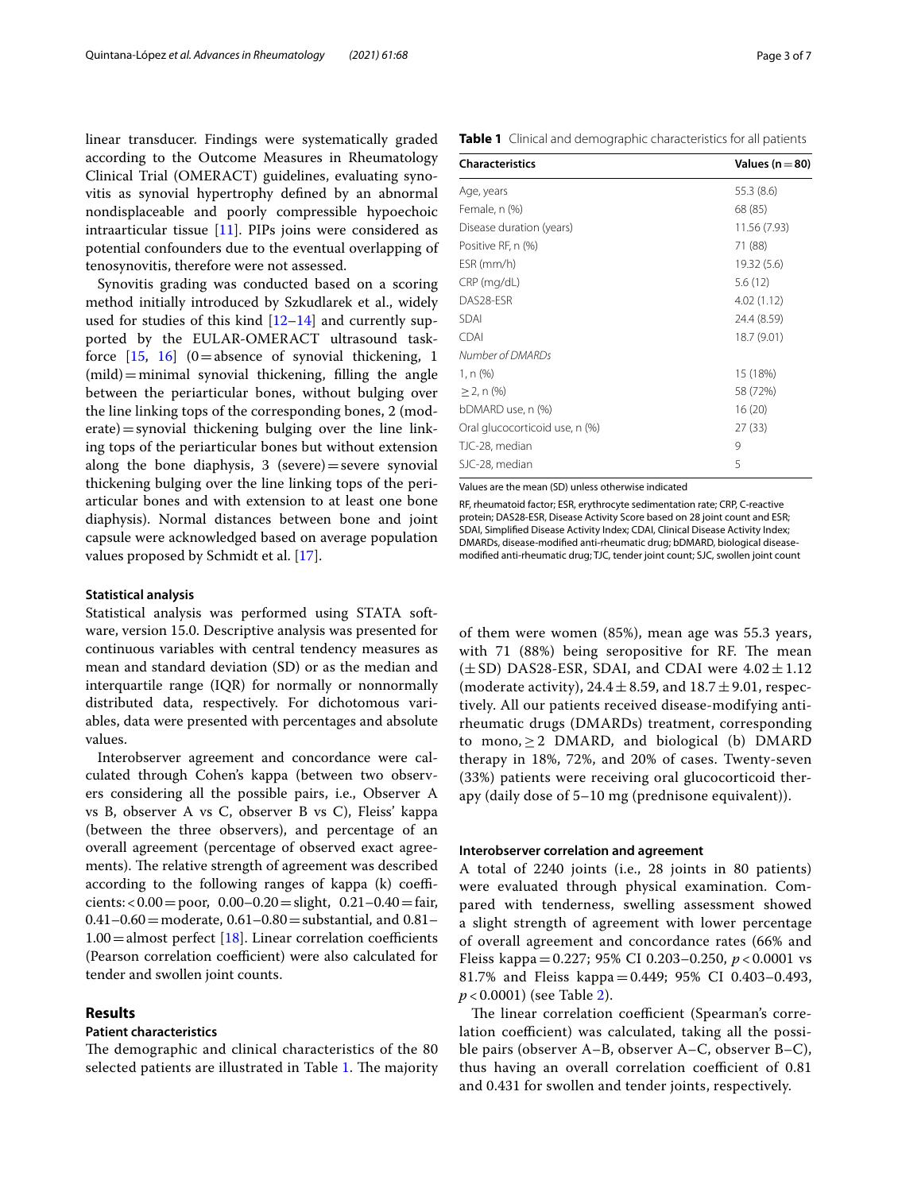linear transducer. Findings were systematically graded according to the Outcome Measures in Rheumatology Clinical Trial (OMERACT) guidelines, evaluating synovitis as synovial hypertrophy defined by an abnormal nondisplaceable and poorly compressible hypoechoic intraarticular tissue [11]. PIPs joins were considered as potential confounders due to the eventual overlapping of tenosynovitis, therefore were not assessed.

Synovitis grading was conducted based on a scoring method initially introduced by Szkudlarek et al., widely used for studies of this kind [12–14] and currently supported by the EULAR-OMERACT ultrasound taskforce [15, 16] (0 = absence of synovial thickening, 1 (mild) = minimal synovial thickening, filling the angle between the periarticular bones, without bulging over the line linking tops of the corresponding bones, 2 (moderate) = synovial thickening bulging over the line linking tops of the periarticular bones but without extension along the bone diaphysis, 3 (severe) = severe synovial thickening bulging over the line linking tops of the periarticular bones and with extension to at least one bone diaphysis). Normal distances between bone and joint capsule were acknowledged based on average population values proposed by Schmidt et al. [17].

### Statistical analysis

Statistical analysis was performed using STATA software, version 15.0. Descriptive analysis was presented for continuous variables with central tendency measures as mean and standard deviation (SD) or as the median and interquartile range (IQR) for normally or nonnormally distributed data, respectively. For dichotomous variables, data were presented with percentages and absolute values.

Interobserver agreement and concordance were calculated through Cohen's kappa (between two observers considering all the possible pairs, i.e., Observer A vs B, observer A vs C, observer B vs C), Fleiss' kappa (between the three observers), and percentage of an overall agreement (percentage of observed exact agreements). The relative strength of agreement was described according to the following ranges of kappa (k) coefficients: < 0.00 = poor, 0.00–0.20 = slight, 0.21–0.40 = fair, 0.41–0.60 = moderate, 0.61–0.80 = substantial, and 0.81–1.00 = almost perfect [18]. Linear correlation coefficients (Pearson correlation coefficient) were also calculated for tender and swollen joint counts.

## Results

### Patient characteristics

The demographic and clinical characteristics of the 80 selected patients are illustrated in Table 1. The majority of them were women (85%), mean age was 55.3 years, with 71 (88%) being seropositive for RF. The mean (± SD) DAS28-ESR, SDAI, and CDAI were 4.02 ± 1.12 (moderate activity), 24.4 ± 8.59, and 18.7 ± 9.01, respectively. All our patients received disease-modifying antirheumatic drugs (DMARDs) treatment, corresponding to mono, ≥ 2 DMARD, and biological (b) DMARD therapy in 18%, 72%, and 20% of cases. Twenty-seven (33%) patients were receiving oral glucocorticoid therapy (daily dose of 5–10 mg (prednisone equivalent)).

**Table 1** Clinical and demographic characteristics for all patients

| Characteristics | Values (n = 80) |
|---|---|
| Age, years | 55.3 (8.6) |
| Female, n (%) | 68 (85) |
| Disease duration (years) | 11.56 (7.93) |
| Positive RF, n (%) | 71 (88) |
| ESR (mm/h) | 19.32 (5.6) |
| CRP (mg/dL) | 5.6 (12) |
| DAS28-ESR | 4.02 (1.12) |
| SDAI | 24.4 (8.59) |
| CDAI | 18.7 (9.01) |
| *Number of DMARDs* | |
| 1, n (%) | 15 (18%) |
| ≥ 2, n (%) | 58 (72%) |
| bDMARD use, n (%) | 16 (20) |
| Oral glucocorticoid use, n (%) | 27 (33) |
| TJC-28, median | 9 |
| SJC-28, median | 5 |

Values are the mean (SD) unless otherwise indicated

RF, rheumatoid factor; ESR, erythrocyte sedimentation rate; CRP, C-reactive protein; DAS28-ESR, Disease Activity Score based on 28 joint count and ESR; SDAI, Simplified Disease Activity Index; CDAI, Clinical Disease Activity Index; DMARDs, disease-modified anti-rheumatic drug; bDMARD, biological disease-modified anti-rheumatic drug; TJC, tender joint count; SJC, swollen joint count

### Interobserver correlation and agreement

A total of 2240 joints (i.e., 28 joints in 80 patients) were evaluated through physical examination. Compared with tenderness, swelling assessment showed a slight strength of agreement with lower percentage of overall agreement and concordance rates (66% and Fleiss kappa = 0.227; 95% CI 0.203–0.250, $p < 0.0001$ vs 81.7% and Fleiss kappa = 0.449; 95% CI 0.403–0.493, $p < 0.0001$) (see Table 2).

The linear correlation coefficient (Spearman's correlation coefficient) was calculated, taking all the possible pairs (observer A–B, observer A–C, observer B–C), thus having an overall correlation coefficient of 0.81 and 0.431 for swollen and tender joints, respectively.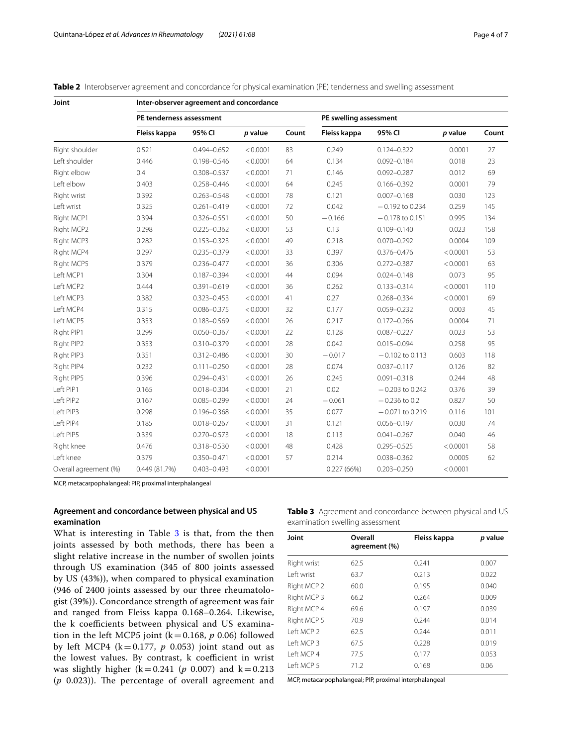**Table 2** Interobserver agreement and concordance for physical examination (PE) tenderness and swelling assessment

| Joint | Inter-observer agreement and concordance | | | | | | | |
|---|---|---|---|---|---|---|---|---|
| | PE tenderness assessment | | | | PE swelling assessment | | | |
| | Fleiss kappa | 95% CI | *p* value | Count | Fleiss kappa | 95% CI | *p* value | Count |
| Right shoulder | 0.521 | 0.494–0.652 | < 0.0001 | 83 | 0.249 | 0.124–0.322 | 0.0001 | 27 |
| Left shoulder | 0.446 | 0.198–0.546 | < 0.0001 | 64 | 0.134 | 0.092–0.184 | 0.018 | 23 |
| Right elbow | 0.4 | 0.308–0.537 | < 0.0001 | 71 | 0.146 | 0.092–0.287 | 0.012 | 69 |
| Left elbow | 0.403 | 0.258–0.446 | < 0.0001 | 64 | 0.245 | 0.166–0.392 | 0.0001 | 79 |
| Right wrist | 0.392 | 0.263–0.548 | < 0.0001 | 78 | 0.121 | 0.007–0.168 | 0.030 | 123 |
| Left wrist | 0.325 | 0.261–0.419 | < 0.0001 | 72 | 0.042 | − 0.192 to 0.234 | 0.259 | 145 |
| Right MCP1 | 0.394 | 0.326–0.551 | < 0.0001 | 50 | − 0.166 | − 0.178 to 0.151 | 0.995 | 134 |
| Right MCP2 | 0.298 | 0.225–0.362 | < 0.0001 | 53 | 0.13 | 0.109–0.140 | 0.023 | 158 |
| Right MCP3 | 0.282 | 0.153–0.323 | < 0.0001 | 49 | 0.218 | 0.070–0.292 | 0.0004 | 109 |
| Right MCP4 | 0.297 | 0.235–0.379 | < 0.0001 | 33 | 0.397 | 0.376–0.476 | < 0.0001 | 53 |
| Right MCP5 | 0.379 | 0.236–0.477 | < 0.0001 | 36 | 0.306 | 0.272–0.387 | < 0.0001 | 63 |
| Left MCP1 | 0.304 | 0.187–0.394 | < 0.0001 | 44 | 0.094 | 0.024–0.148 | 0.073 | 95 |
| Left MCP2 | 0.444 | 0.391–0.619 | < 0.0001 | 36 | 0.262 | 0.133–0.314 | < 0.0001 | 110 |
| Left MCP3 | 0.382 | 0.323–0.453 | < 0.0001 | 41 | 0.27 | 0.268–0.334 | < 0.0001 | 69 |
| Left MCP4 | 0.315 | 0.086–0.375 | < 0.0001 | 32 | 0.177 | 0.059–0.232 | 0.003 | 45 |
| Left MCP5 | 0.353 | 0.183–0.569 | < 0.0001 | 26 | 0.217 | 0.172–0.266 | 0.0004 | 71 |
| Right PIP1 | 0.299 | 0.050–0.367 | < 0.0001 | 22 | 0.128 | 0.087–0.227 | 0.023 | 53 |
| Right PIP2 | 0.353 | 0.310–0.379 | < 0.0001 | 28 | 0.042 | 0.015–0.094 | 0.258 | 95 |
| Right PIP3 | 0.351 | 0.312–0.486 | < 0.0001 | 30 | − 0.017 | − 0.102 to 0.113 | 0.603 | 118 |
| Right PIP4 | 0.232 | 0.111–0.250 | < 0.0001 | 28 | 0.074 | 0.037–0.117 | 0.126 | 82 |
| Right PIP5 | 0.396 | 0.294–0.431 | < 0.0001 | 26 | 0.245 | 0.091–0.318 | 0.244 | 48 |
| Left PIP1 | 0.165 | 0.018–0.304 | < 0.0001 | 21 | 0.02 | − 0.203 to 0.242 | 0.376 | 39 |
| Left PIP2 | 0.167 | 0.085–0.299 | < 0.0001 | 24 | − 0.061 | − 0.236 to 0.2 | 0.827 | 50 |
| Left PIP3 | 0.298 | 0.196–0.368 | < 0.0001 | 35 | 0.077 | − 0.071 to 0.219 | 0.116 | 101 |
| Left PIP4 | 0.185 | 0.018–0.267 | < 0.0001 | 31 | 0.121 | 0.056–0.197 | 0.030 | 74 |
| Left PIP5 | 0.339 | 0.270–0.573 | < 0.0001 | 18 | 0.113 | 0.041–0.267 | 0.040 | 46 |
| Right knee | 0.476 | 0.318–0.530 | < 0.0001 | 48 | 0.428 | 0.295–0.525 | < 0.0001 | 58 |
| Left knee | 0.379 | 0.350–0.471 | < 0.0001 | 57 | 0.214 | 0.038–0.362 | 0.0005 | 62 |
| Overall agreement (%) | 0.449 (81.7%) | 0.403–0.493 | < 0.0001 | | 0.227 (66%) | 0.203–0.250 | < 0.0001 | |

MCP, metacarpophalangeal; PIP, proximal interphalangeal

### Agreement and concordance between physical and US examination

What is interesting in Table 3 is that, from the then joints assessed by both methods, there has been a slight relative increase in the number of swollen joints through US examination (345 of 800 joints assessed by US (43%)), when compared to physical examination (946 of 2400 joints assessed by our three rheumatologist (39%)). Concordance strength of agreement was fair and ranged from Fleiss kappa 0.168–0.264. Likewise, the k coefficients between physical and US examination in the left MCP5 joint (k = 0.168, *p* 0.06) followed by left MCP4 (k = 0.177, *p* 0.053) joint stand out as the lowest values. By contrast, k coefficient in wrist was slightly higher (k = 0.241 (*p* 0.007) and k = 0.213 (*p* 0.023)). The percentage of overall agreement and

**Table 3** Agreement and concordance between physical and US examination swelling assessment

| Joint | Overall agreement (%) | Fleiss kappa | *p* value |
|---|---|---|---|
| Right wrist | 62.5 | 0.241 | 0.007 |
| Left wrist | 63.7 | 0.213 | 0.022 |
| Right MCP 2 | 60.0 | 0.195 | 0.040 |
| Right MCP 3 | 66.2 | 0.264 | 0.009 |
| Right MCP 4 | 69.6 | 0.197 | 0.039 |
| Right MCP 5 | 70.9 | 0.244 | 0.014 |
| Left MCP 2 | 62.5 | 0.244 | 0.011 |
| Left MCP 3 | 67.5 | 0.228 | 0.019 |
| Left MCP 4 | 77.5 | 0.177 | 0.053 |
| Left MCP 5 | 71.2 | 0.168 | 0.06 |

MCP, metacarpophalangeal; PIP, proximal interphalangeal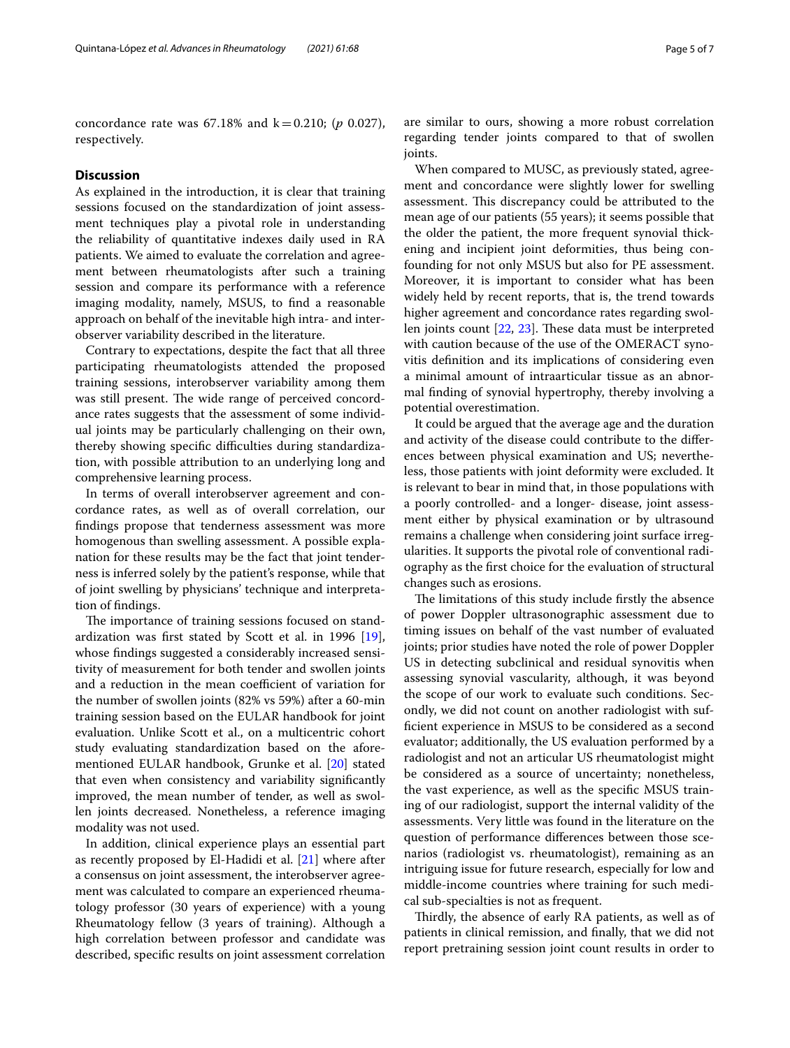concordance rate was 67.18% and $k = 0.210$; ($p$ 0.027), respectively.

## Discussion

As explained in the introduction, it is clear that training sessions focused on the standardization of joint assessment techniques play a pivotal role in understanding the reliability of quantitative indexes daily used in RA patients. We aimed to evaluate the correlation and agreement between rheumatologists after such a training session and compare its performance with a reference imaging modality, namely, MSUS, to find a reasonable approach on behalf of the inevitable high intra- and interobserver variability described in the literature.

Contrary to expectations, despite the fact that all three participating rheumatologists attended the proposed training sessions, interobserver variability among them was still present. The wide range of perceived concordance rates suggests that the assessment of some individual joints may be particularly challenging on their own, thereby showing specific difficulties during standardization, with possible attribution to an underlying long and comprehensive learning process.

In terms of overall interobserver agreement and concordance rates, as well as of overall correlation, our findings propose that tenderness assessment was more homogenous than swelling assessment. A possible explanation for these results may be the fact that joint tenderness is inferred solely by the patient's response, while that of joint swelling by physicians' technique and interpretation of findings.

The importance of training sessions focused on standardization was first stated by Scott et al. in 1996 [19], whose findings suggested a considerably increased sensitivity of measurement for both tender and swollen joints and a reduction in the mean coefficient of variation for the number of swollen joints (82% vs 59%) after a 60-min training session based on the EULAR handbook for joint evaluation. Unlike Scott et al., on a multicentric cohort study evaluating standardization based on the aforementioned EULAR handbook, Grunke et al. [20] stated that even when consistency and variability significantly improved, the mean number of tender, as well as swollen joints decreased. Nonetheless, a reference imaging modality was not used.

In addition, clinical experience plays an essential part as recently proposed by El-Hadidi et al. [21] where after a consensus on joint assessment, the interobserver agreement was calculated to compare an experienced rheumatology professor (30 years of experience) with a young Rheumatology fellow (3 years of training). Although a high correlation between professor and candidate was described, specific results on joint assessment correlation are similar to ours, showing a more robust correlation regarding tender joints compared to that of swollen joints.

When compared to MUSC, as previously stated, agreement and concordance were slightly lower for swelling assessment. This discrepancy could be attributed to the mean age of our patients (55 years); it seems possible that the older the patient, the more frequent synovial thickening and incipient joint deformities, thus being confounding for not only MSUS but also for PE assessment. Moreover, it is important to consider what has been widely held by recent reports, that is, the trend towards higher agreement and concordance rates regarding swollen joints count [22, 23]. These data must be interpreted with caution because of the use of the OMERACT synovitis definition and its implications of considering even a minimal amount of intraarticular tissue as an abnormal finding of synovial hypertrophy, thereby involving a potential overestimation.

It could be argued that the average age and the duration and activity of the disease could contribute to the differences between physical examination and US; nevertheless, those patients with joint deformity were excluded. It is relevant to bear in mind that, in those populations with a poorly controlled- and a longer- disease, joint assessment either by physical examination or by ultrasound remains a challenge when considering joint surface irregularities. It supports the pivotal role of conventional radiography as the first choice for the evaluation of structural changes such as erosions.

The limitations of this study include firstly the absence of power Doppler ultrasonographic assessment due to timing issues on behalf of the vast number of evaluated joints; prior studies have noted the role of power Doppler US in detecting subclinical and residual synovitis when assessing synovial vascularity, although, it was beyond the scope of our work to evaluate such conditions. Secondly, we did not count on another radiologist with sufficient experience in MSUS to be considered as a second evaluator; additionally, the US evaluation performed by a radiologist and not an articular US rheumatologist might be considered as a source of uncertainty; nonetheless, the vast experience, as well as the specific MSUS training of our radiologist, support the internal validity of the assessments. Very little was found in the literature on the question of performance differences between those scenarios (radiologist vs. rheumatologist), remaining as an intriguing issue for future research, especially for low and middle-income countries where training for such medical sub-specialties is not as frequent.

Thirdly, the absence of early RA patients, as well as of patients in clinical remission, and finally, that we did not report pretraining session joint count results in order to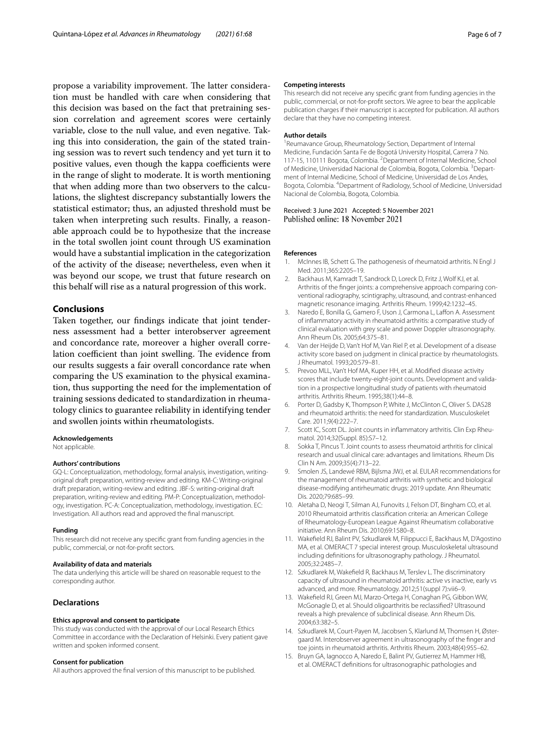propose a variability improvement. The latter consideration must be handled with care when considering that this decision was based on the fact that pretraining session correlation and agreement scores were certainly variable, close to the null value, and even negative. Taking this into consideration, the gain of the stated training session was to revert such tendency and yet turn it to positive values, even though the kappa coefficients were in the range of slight to moderate. It is worth mentioning that when adding more than two observers to the calculations, the slightest discrepancy substantially lowers the statistical estimator; thus, an adjusted threshold must be taken when interpreting such results. Finally, a reasonable approach could be to hypothesize that the increase in the total swollen joint count through US examination would have a substantial implication in the categorization of the activity of the disease; nevertheless, even when it was beyond our scope, we trust that future research on this behalf will rise as a natural progression of this work.

## Conclusions

Taken together, our findings indicate that joint tenderness assessment had a better interobserver agreement and concordance rate, moreover a higher overall correlation coefficient than joint swelling. The evidence from our results suggests a fair overall concordance rate when comparing the US examination to the physical examination, thus supporting the need for the implementation of training sessions dedicated to standardization in rheumatology clinics to guarantee reliability in identifying tender and swollen joints within rheumatologists.

#### Acknowledgements

Not applicable.

#### Authors' contributions

GQ-L: Conceptualization, methodology, formal analysis, investigation, writing-original draft preparation, writing-review and editing. KM-C: Writing-original draft preparation, writing-review and editing. JBF-S: writing-original draft preparation, writing-review and editing. PM-P: Conceptualization, methodology, investigation. PC-A: Conceptualization, methodology, investigation. EC: Investigation. All authors read and approved the final manuscript.

#### Funding

This research did not receive any specific grant from funding agencies in the public, commercial, or not-for-profit sectors.

#### Availability of data and materials

The data underlying this article will be shared on reasonable request to the corresponding author.

### Declarations

#### Ethics approval and consent to participate

This study was conducted with the approval of our Local Research Ethics Committee in accordance with the Declaration of Helsinki. Every patient gave written and spoken informed consent.

#### Consent for publication

All authors approved the final version of this manuscript to be published.

#### Competing interests

This research did not receive any specific grant from funding agencies in the public, commercial, or not-for-profit sectors. We agree to bear the applicable publication charges if their manuscript is accepted for publication. All authors declare that they have no competing interest.

#### Author details

[1]Reumavance Group, Rheumatology Section, Department of Internal Medicine, Fundación Santa Fe de Bogotá University Hospital, Carrera 7 No. 117-15, 110111 Bogota, Colombia. [2]Department of Internal Medicine, School of Medicine, Universidad Nacional de Colombia, Bogota, Colombia. [3]Department of Internal Medicine, School of Medicine, Universidad de Los Andes, Bogota, Colombia. [4]Department of Radiology, School of Medicine, Universidad Nacional de Colombia, Bogota, Colombia.

Received: 3 June 2021 Accepted: 5 November 2021
Published online: 18 November 2021

#### References

1. McInnes IB, Schett G. The pathogenesis of rheumatoid arthritis. N Engl J Med. 2011;365:2205–19.
2. Backhaus M, Kamradt T, Sandrock D, Loreck D, Fritz J, Wolf KJ, et al. Arthritis of the finger joints: a comprehensive approach comparing conventional radiography, scintigraphy, ultrasound, and contrast-enhanced magnetic resonance imaging. Arthritis Rheum. 1999;42:1232–45.
3. Naredo E, Bonilla G, Gamero F, Uson J, Carmona L, Laffon A. Assessment of inflammatory activity in rheumatoid arthritis: a comparative study of clinical evaluation with grey scale and power Doppler ultrasonography. Ann Rheum Dis. 2005;64:375–81.
4. Van der Heijde D, Van't Hof M, Van Riel P, et al. Development of a disease activity score based on judgment in clinical practice by rheumatologists. J Rheumatol. 1993;20:579–81.
5. Prevoo MLL, Van't Hof MA, Kuper HH, et al. Modified disease activity scores that include twenty-eight-joint counts. Development and validation in a prospective longitudinal study of patients with rheumatoid arthritis. Arthritis Rheum. 1995;38(1):44–8.
6. Porter D, Gadsby K, Thompson P, White J, McClinton C, Oliver S. DAS28 and rheumatoid arthritis: the need for standardization. Musculoskelet Care. 2011;9(4):222–7.
7. Scott IC, Scott DL. Joint counts in inflammatory arthritis. Clin Exp Rheumatol. 2014;32(Suppl. 85):S7–12.
8. Sokka T, Pincus T. Joint counts to assess rheumatoid arthritis for clinical research and usual clinical care: advantages and limitations. Rheum Dis Clin N Am. 2009;35(4):713–22.
9. Smolen JS, Landewé RBM, Bijlsma JWJ, et al. EULAR recommendations for the management of rheumatoid arthritis with synthetic and biological disease-modifying antirheumatic drugs: 2019 update. Ann Rheumatic Dis. 2020;79:685–99.
10. Aletaha D, Neogi T, Silman AJ, Funovits J, Felson DT, Bingham CO, et al. 2010 Rheumatoid arthritis classification criteria: an American College of Rheumatology-European League Against Rheumatism collaborative initiative. Ann Rheum Dis. 2010;69:1580–8.
11. Wakefield RJ, Balint PV, Szkudlarek M, Filippucci E, Backhaus M, D'Agostino MA, et al. OMERACT 7 special interest group. Musculoskeletal ultrasound including definitions for ultrasonography pathology. J Rheumatol. 2005;32:2485–7.
12. Szkudlarek M, Wakefield R, Backhaus M, Terslev L. The discriminatory capacity of ultrasound in rheumatoid arthritis: active vs inactive, early vs advanced, and more. Rheumatology. 2012;51(suppl 7):vii6–9.
13. Wakefield RJ, Green MJ, Marzo-Ortega H, Conaghan PG, Gibbon WW, McGonagle D, et al. Should oligoarthritis be reclassified? Ultrasound reveals a high prevalence of subclinical disease. Ann Rheum Dis. 2004;63:382–5.
14. Szkudlarek M, Court-Payen M, Jacobsen S, Klarlund M, Thomsen H, Østergaard M. Interobserver agreement in ultrasonography of the finger and toe joints in rheumatoid arthritis. Arthritis Rheum. 2003;48(4):955–62.
15. Bruyn GA, Iagnocco A, Naredo E, Balint PV, Gutierrez M, Hammer HB, et al. OMERACT definitions for ultrasonographic pathologies and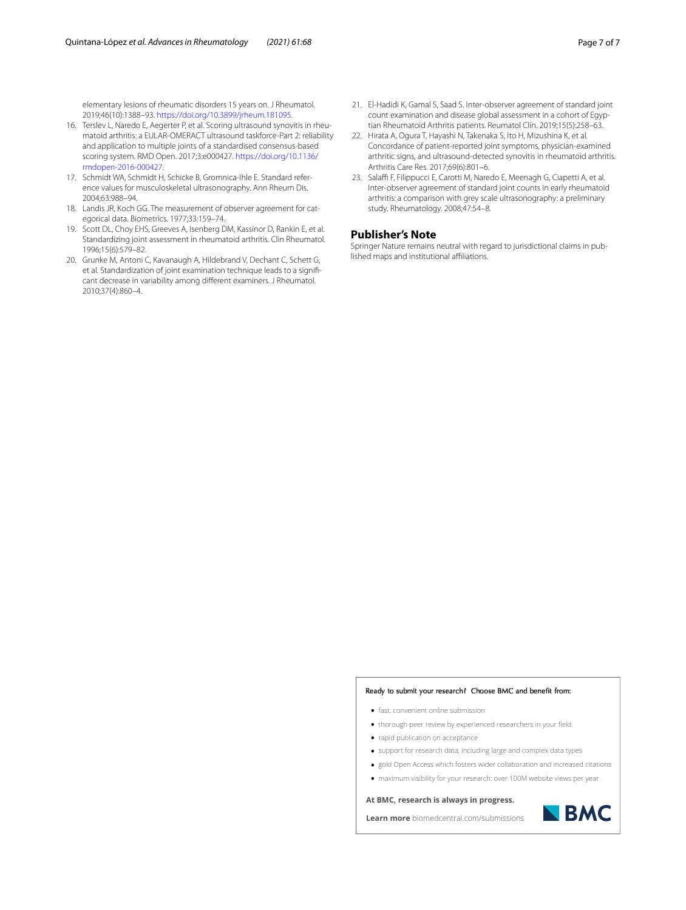elementary lesions of rheumatic disorders 15 years on. J Rheumatol. 2019;46(10):1388–93. https://doi.org/10.3899/jrheum.181095.

16. Terslev L, Naredo E, Aegerter P, et al. Scoring ultrasound synovitis in rheumatoid arthritis: a EULAR-OMERACT ultrasound taskforce-Part 2: reliability and application to multiple joints of a standardised consensus-based scoring system. RMD Open. 2017;3:e000427. https://doi.org/10.1136/rmdopen-2016-000427.
17. Schmidt WA, Schmidt H, Schicke B, Gromnica-Ihle E. Standard reference values for musculoskeletal ultrasonography. Ann Rheum Dis. 2004;63:988–94.
18. Landis JR, Koch GG. The measurement of observer agreement for categorical data. Biometrics. 1977;33:159–74.
19. Scott DL, Choy EHS, Greeves A, Isenberg DM, Kassinor D, Rankin E, et al. Standardizing joint assessment in rheumatoid arthritis. Clin Rheumatol. 1996;15(6):579–82.
20. Grunke M, Antoni C, Kavanaugh A, Hildebrand V, Dechant C, Schett G, et al. Standardization of joint examination technique leads to a significant decrease in variability among different examiners. J Rheumatol. 2010;37(4):860–4.
21. El-Hadidi K, Gamal S, Saad S. Inter-observer agreement of standard joint count examination and disease global assessment in a cohort of Egyptian Rheumatoid Arthritis patients. Reumatol Clín. 2019;15(5):258–63.
22. Hirata A, Ogura T, Hayashi N, Takenaka S, Ito H, Mizushina K, et al. Concordance of patient-reported joint symptoms, physician-examined arthritic signs, and ultrasound-detected synovitis in rheumatoid arthritis. Arthritis Care Res. 2017;69(6):801–6.
23. Salaffi F, Filippucci E, Carotti M, Naredo E, Meenagh G, Ciapetti A, et al. Inter-observer agreement of standard joint counts in early rheumatoid arthritis: a comparison with grey scale ultrasonography: a preliminary study. Rheumatology. 2008;47:54–8.

## Publisher's Note

Springer Nature remains neutral with regard to jurisdictional claims in published maps and institutional affiliations.

Ready to submit your research? Choose BMC and benefit from:

- fast, convenient online submission
- thorough peer review by experienced researchers in your field
- rapid publication on acceptance
- support for research data, including large and complex data types
- gold Open Access which fosters wider collaboration and increased citations
- maximum visibility for your research: over 100M website views per year

**At BMC, research is always in progress.**

**Learn more** biomedcentral.com/submissions

BMC